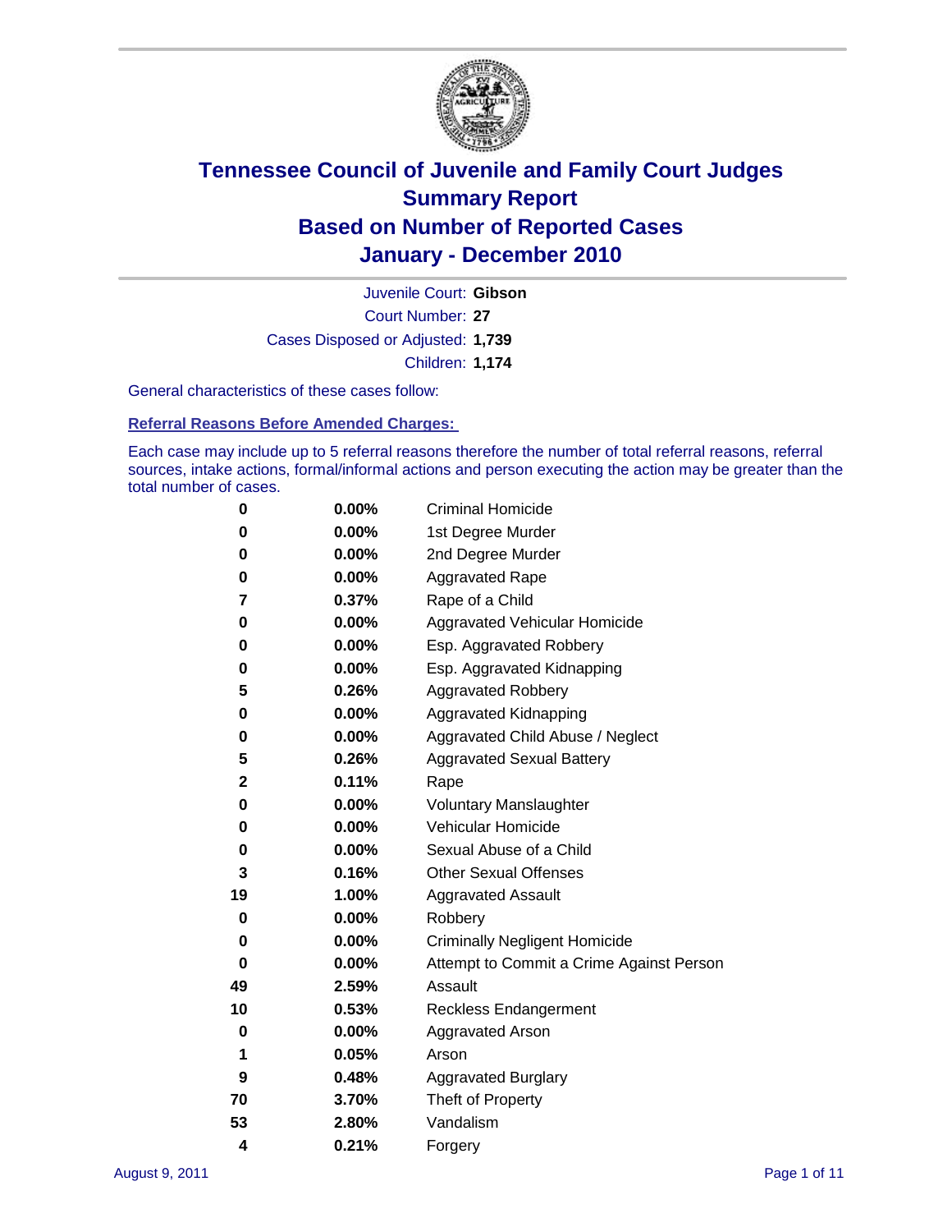# Tennessee Council of Juvenile and Family Court Judges
## Summary Report
## Based on Number of Reported Cases
## January - December 2010

Juvenile Court: **Gibson**

Court Number: **27**

Cases Disposed or Adjusted: **1,739**

Children: **1,174**

General characteristics of these cases follow:

### Referral Reasons Before Amended Charges:

Each case may include up to 5 referral reasons therefore the number of total referral reasons, referral sources, intake actions, formal/informal actions and person executing the action may be greater than the total number of cases.

| Count | Percent | Referral Reason |
|---|---|---|
| 0 | 0.00% | Criminal Homicide |
| 0 | 0.00% | 1st Degree Murder |
| 0 | 0.00% | 2nd Degree Murder |
| 0 | 0.00% | Aggravated Rape |
| 7 | 0.37% | Rape of a Child |
| 0 | 0.00% | Aggravated Vehicular Homicide |
| 0 | 0.00% | Esp. Aggravated Robbery |
| 0 | 0.00% | Esp. Aggravated Kidnapping |
| 5 | 0.26% | Aggravated Robbery |
| 0 | 0.00% | Aggravated Kidnapping |
| 0 | 0.00% | Aggravated Child Abuse / Neglect |
| 5 | 0.26% | Aggravated Sexual Battery |
| 2 | 0.11% | Rape |
| 0 | 0.00% | Voluntary Manslaughter |
| 0 | 0.00% | Vehicular Homicide |
| 0 | 0.00% | Sexual Abuse of a Child |
| 3 | 0.16% | Other Sexual Offenses |
| 19 | 1.00% | Aggravated Assault |
| 0 | 0.00% | Robbery |
| 0 | 0.00% | Criminally Negligent Homicide |
| 0 | 0.00% | Attempt to Commit a Crime Against Person |
| 49 | 2.59% | Assault |
| 10 | 0.53% | Reckless Endangerment |
| 0 | 0.00% | Aggravated Arson |
| 1 | 0.05% | Arson |
| 9 | 0.48% | Aggravated Burglary |
| 70 | 3.70% | Theft of Property |
| 53 | 2.80% | Vandalism |
| 4 | 0.21% | Forgery |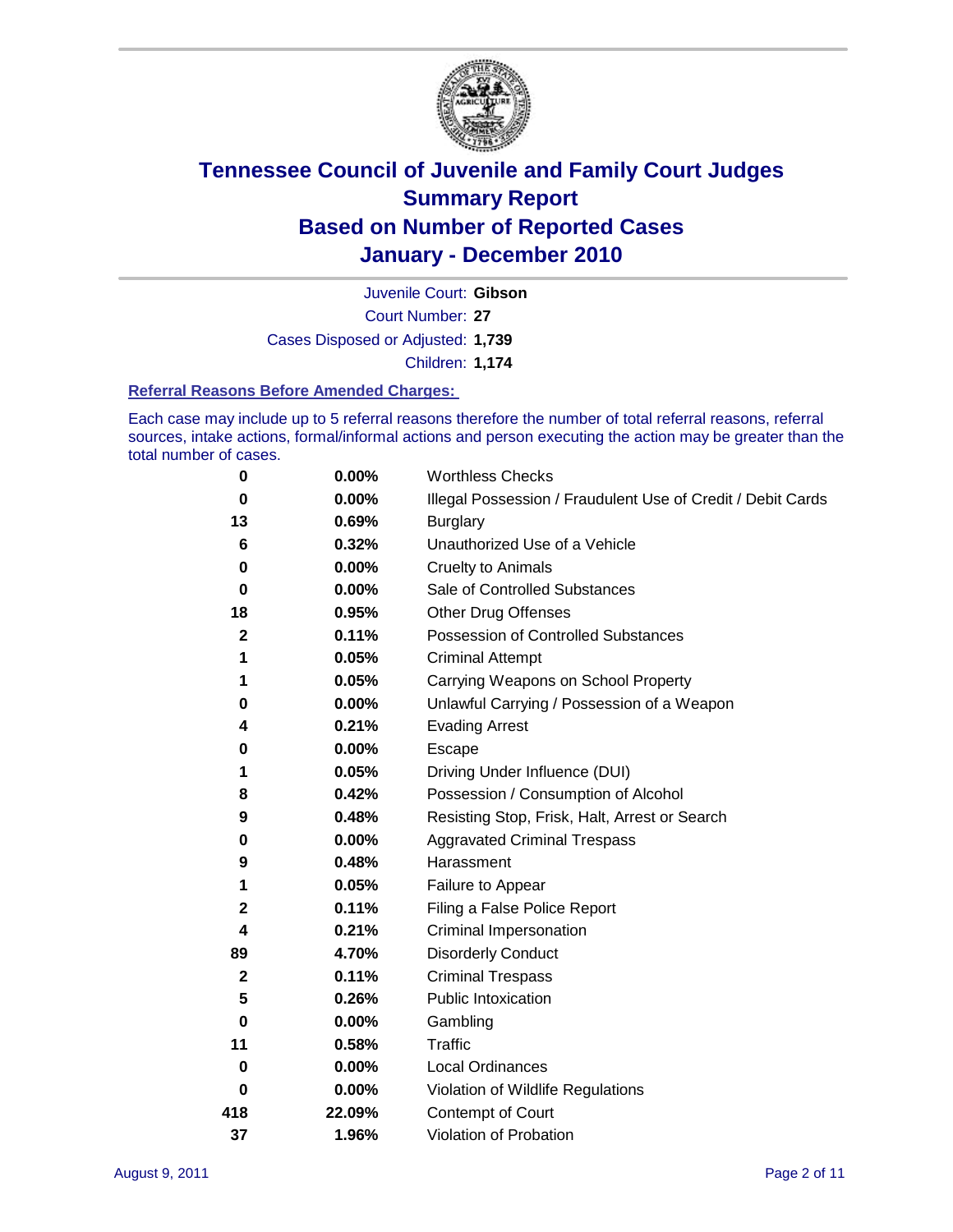# Tennessee Council of Juvenile and Family Court Judges
## Summary Report
## Based on Number of Reported Cases
## January - December 2010

Juvenile Court: **Gibson**
Court Number: **27**
Cases Disposed or Adjusted: **1,739**
Children: **1,174**

### Referral Reasons Before Amended Charges:

Each case may include up to 5 referral reasons therefore the number of total referral reasons, referral sources, intake actions, formal/informal actions and person executing the action may be greater than the total number of cases.

| | | |
|---|---|---|
| 0 | 0.00% | Worthless Checks |
| 0 | 0.00% | Illegal Possession / Fraudulent Use of Credit / Debit Cards |
| 13 | 0.69% | Burglary |
| 6 | 0.32% | Unauthorized Use of a Vehicle |
| 0 | 0.00% | Cruelty to Animals |
| 0 | 0.00% | Sale of Controlled Substances |
| 18 | 0.95% | Other Drug Offenses |
| 2 | 0.11% | Possession of Controlled Substances |
| 1 | 0.05% | Criminal Attempt |
| 1 | 0.05% | Carrying Weapons on School Property |
| 0 | 0.00% | Unlawful Carrying / Possession of a Weapon |
| 4 | 0.21% | Evading Arrest |
| 0 | 0.00% | Escape |
| 1 | 0.05% | Driving Under Influence (DUI) |
| 8 | 0.42% | Possession / Consumption of Alcohol |
| 9 | 0.48% | Resisting Stop, Frisk, Halt, Arrest or Search |
| 0 | 0.00% | Aggravated Criminal Trespass |
| 9 | 0.48% | Harassment |
| 1 | 0.05% | Failure to Appear |
| 2 | 0.11% | Filing a False Police Report |
| 4 | 0.21% | Criminal Impersonation |
| 89 | 4.70% | Disorderly Conduct |
| 2 | 0.11% | Criminal Trespass |
| 5 | 0.26% | Public Intoxication |
| 0 | 0.00% | Gambling |
| 11 | 0.58% | Traffic |
| 0 | 0.00% | Local Ordinances |
| 0 | 0.00% | Violation of Wildlife Regulations |
| 418 | 22.09% | Contempt of Court |
| 37 | 1.96% | Violation of Probation |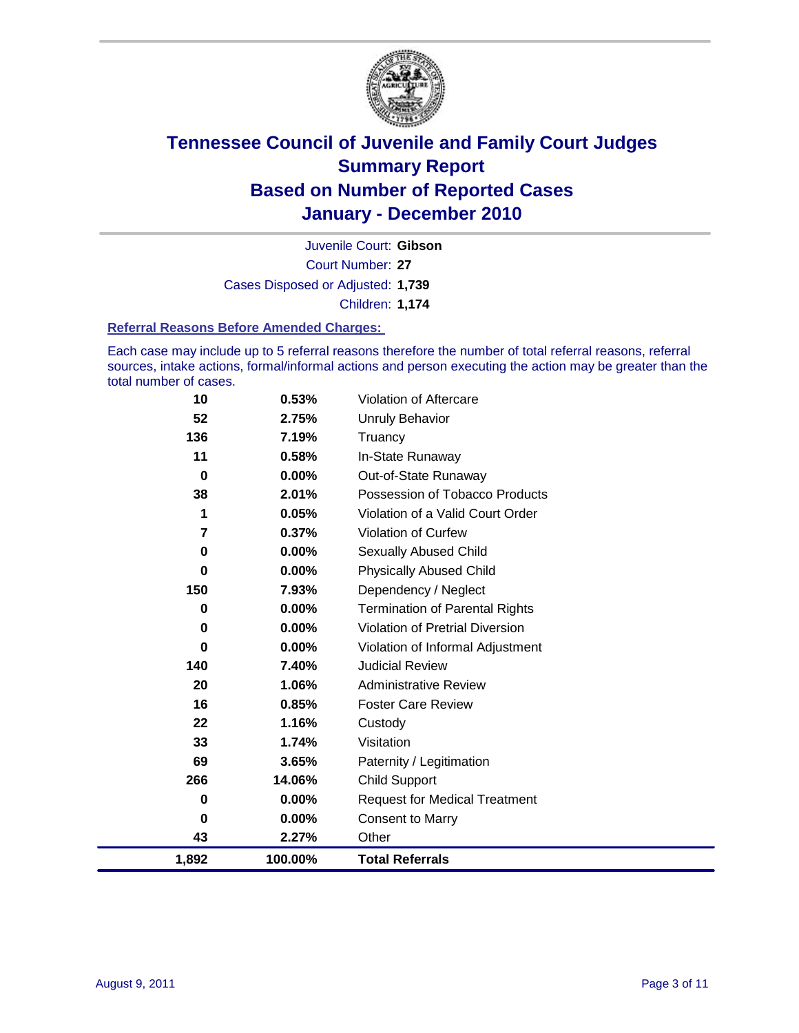# Tennessee Council of Juvenile and Family Court Judges
## Summary Report
## Based on Number of Reported Cases
## January - December 2010

Juvenile Court: **Gibson**

Court Number: **27**

Cases Disposed or Adjusted: **1,739**

Children: **1,174**

### Referral Reasons Before Amended Charges:

Each case may include up to 5 referral reasons therefore the number of total referral reasons, referral sources, intake actions, formal/informal actions and person executing the action may be greater than the total number of cases.

| | | |
|---|---|---|
| 10 | 0.53% | Violation of Aftercare |
| 52 | 2.75% | Unruly Behavior |
| 136 | 7.19% | Truancy |
| 11 | 0.58% | In-State Runaway |
| 0 | 0.00% | Out-of-State Runaway |
| 38 | 2.01% | Possession of Tobacco Products |
| 1 | 0.05% | Violation of a Valid Court Order |
| 7 | 0.37% | Violation of Curfew |
| 0 | 0.00% | Sexually Abused Child |
| 0 | 0.00% | Physically Abused Child |
| 150 | 7.93% | Dependency / Neglect |
| 0 | 0.00% | Termination of Parental Rights |
| 0 | 0.00% | Violation of Pretrial Diversion |
| 0 | 0.00% | Violation of Informal Adjustment |
| 140 | 7.40% | Judicial Review |
| 20 | 1.06% | Administrative Review |
| 16 | 0.85% | Foster Care Review |
| 22 | 1.16% | Custody |
| 33 | 1.74% | Visitation |
| 69 | 3.65% | Paternity / Legitimation |
| 266 | 14.06% | Child Support |
| 0 | 0.00% | Request for Medical Treatment |
| 0 | 0.00% | Consent to Marry |
| 43 | 2.27% | Other |
| **1,892** | **100.00%** | **Total Referrals** |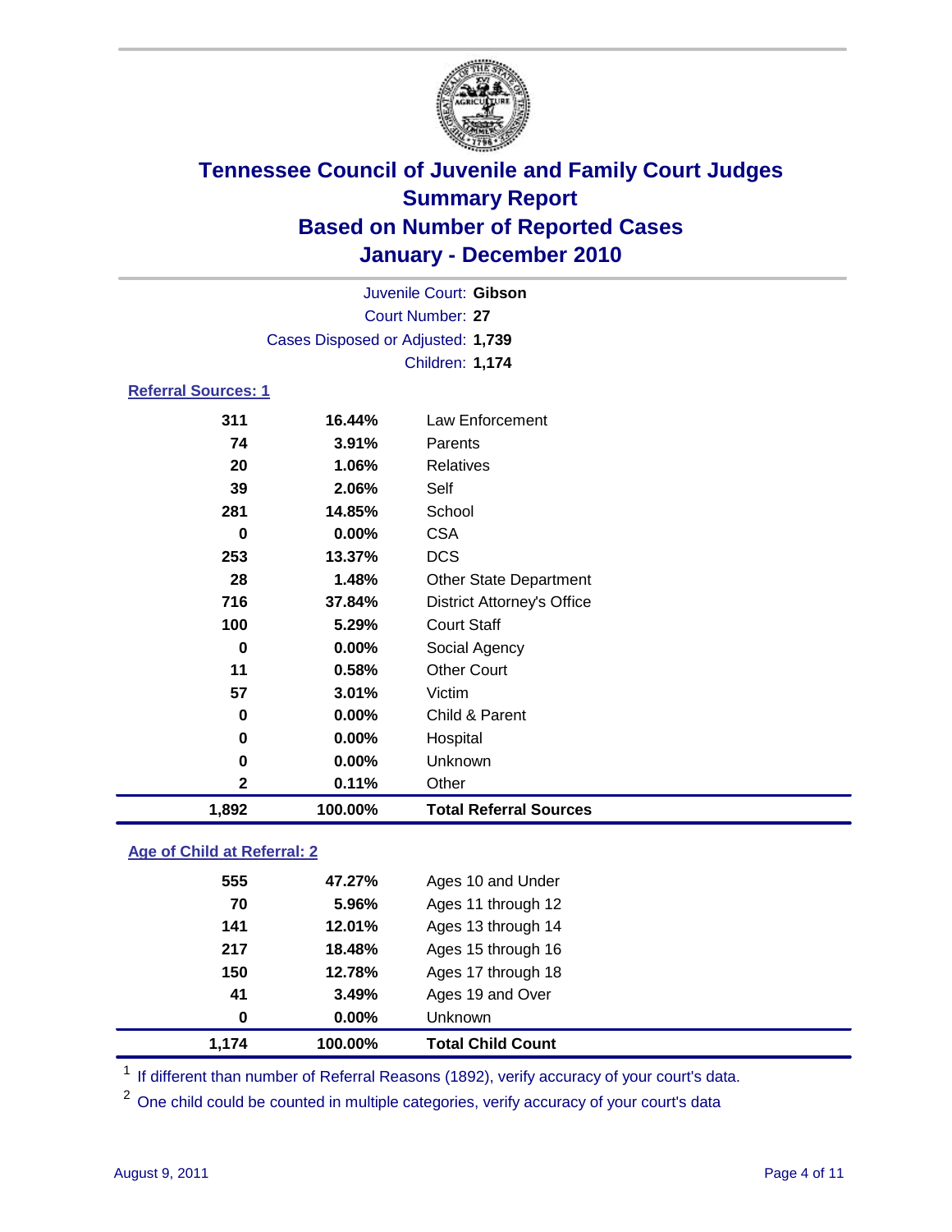# Tennessee Council of Juvenile and Family Court Judges
## Summary Report
## Based on Number of Reported Cases
## January - December 2010

Juvenile Court: **Gibson**
Court Number: **27**
Cases Disposed or Adjusted: **1,739**
Children: **1,174**

### Referral Sources: 1

| | | |
|---|---|---|
| 311 | 16.44% | Law Enforcement |
| 74 | 3.91% | Parents |
| 20 | 1.06% | Relatives |
| 39 | 2.06% | Self |
| 281 | 14.85% | School |
| 0 | 0.00% | CSA |
| 253 | 13.37% | DCS |
| 28 | 1.48% | Other State Department |
| 716 | 37.84% | District Attorney's Office |
| 100 | 5.29% | Court Staff |
| 0 | 0.00% | Social Agency |
| 11 | 0.58% | Other Court |
| 57 | 3.01% | Victim |
| 0 | 0.00% | Child & Parent |
| 0 | 0.00% | Hospital |
| 0 | 0.00% | Unknown |
| 2 | 0.11% | Other |
| **1,892** | **100.00%** | **Total Referral Sources** |

### Age of Child at Referral: 2

| | | |
|---|---|---|
| 555 | 47.27% | Ages 10 and Under |
| 70 | 5.96% | Ages 11 through 12 |
| 141 | 12.01% | Ages 13 through 14 |
| 217 | 18.48% | Ages 15 through 16 |
| 150 | 12.78% | Ages 17 through 18 |
| 41 | 3.49% | Ages 19 and Over |
| 0 | 0.00% | Unknown |
| **1,174** | **100.00%** | **Total Child Count** |

[1] If different than number of Referral Reasons (1892), verify accuracy of your court's data.

[2] One child could be counted in multiple categories, verify accuracy of your court's data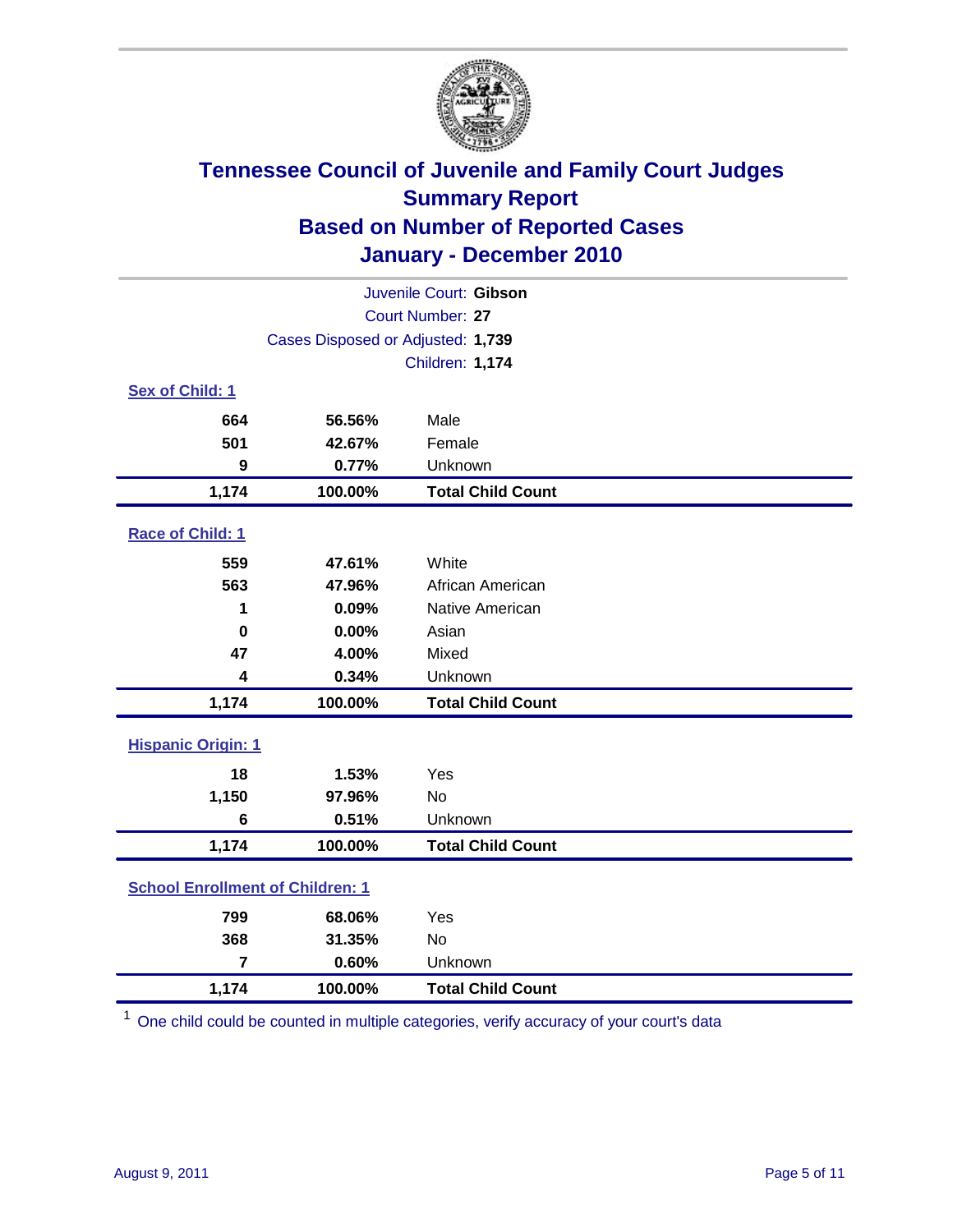# Tennessee Council of Juvenile and Family Court Judges
## Summary Report
## Based on Number of Reported Cases
## January - December 2010

Juvenile Court: **Gibson**

Court Number: **27**

Cases Disposed or Adjusted: **1,739**

Children: **1,174**

### Sex of Child: 1

| Count | Percent | Category |
|---|---|---|
| 664 | 56.56% | Male |
| 501 | 42.67% | Female |
| 9 | 0.77% | Unknown |
| **1,174** | **100.00%** | **Total Child Count** |

### Race of Child: 1

| Count | Percent | Category |
|---|---|---|
| 559 | 47.61% | White |
| 563 | 47.96% | African American |
| 1 | 0.09% | Native American |
| 0 | 0.00% | Asian |
| 47 | 4.00% | Mixed |
| 4 | 0.34% | Unknown |
| **1,174** | **100.00%** | **Total Child Count** |

### Hispanic Origin: 1

| Count | Percent | Category |
|---|---|---|
| 18 | 1.53% | Yes |
| 1,150 | 97.96% | No |
| 6 | 0.51% | Unknown |
| **1,174** | **100.00%** | **Total Child Count** |

### School Enrollment of Children: 1

| Count | Percent | Category |
|---|---|---|
| 799 | 68.06% | Yes |
| 368 | 31.35% | No |
| 7 | 0.60% | Unknown |
| **1,174** | **100.00%** | **Total Child Count** |

[1] One child could be counted in multiple categories, verify accuracy of your court's data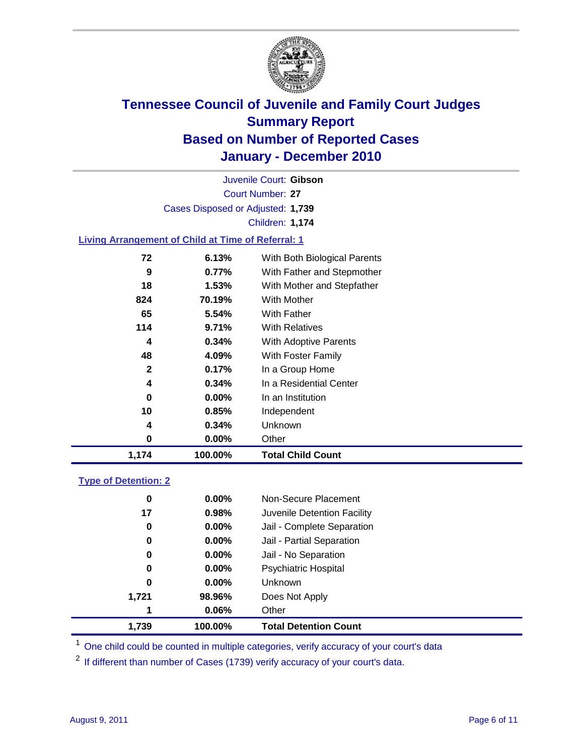# Tennessee Council of Juvenile and Family Court Judges
## Summary Report
## Based on Number of Reported Cases
## January - December 2010

Juvenile Court: **Gibson**

Court Number: **27**

Cases Disposed or Adjusted: **1,739**

Children: **1,174**

### Living Arrangement of Child at Time of Referral: 1

| | | |
|---|---|---|
| 72 | 6.13% | With Both Biological Parents |
| 9 | 0.77% | With Father and Stepmother |
| 18 | 1.53% | With Mother and Stepfather |
| 824 | 70.19% | With Mother |
| 65 | 5.54% | With Father |
| 114 | 9.71% | With Relatives |
| 4 | 0.34% | With Adoptive Parents |
| 48 | 4.09% | With Foster Family |
| 2 | 0.17% | In a Group Home |
| 4 | 0.34% | In a Residential Center |
| 0 | 0.00% | In an Institution |
| 10 | 0.85% | Independent |
| 4 | 0.34% | Unknown |
| 0 | 0.00% | Other |
| **1,174** | **100.00%** | **Total Child Count** |

### Type of Detention: 2

| | | |
|---|---|---|
| 0 | 0.00% | Non-Secure Placement |
| 17 | 0.98% | Juvenile Detention Facility |
| 0 | 0.00% | Jail - Complete Separation |
| 0 | 0.00% | Jail - Partial Separation |
| 0 | 0.00% | Jail - No Separation |
| 0 | 0.00% | Psychiatric Hospital |
| 0 | 0.00% | Unknown |
| 1,721 | 98.96% | Does Not Apply |
| 1 | 0.06% | Other |
| **1,739** | **100.00%** | **Total Detention Count** |

[1] One child could be counted in multiple categories, verify accuracy of your court's data

[2] If different than number of Cases (1739) verify accuracy of your court's data.

August 9, 2011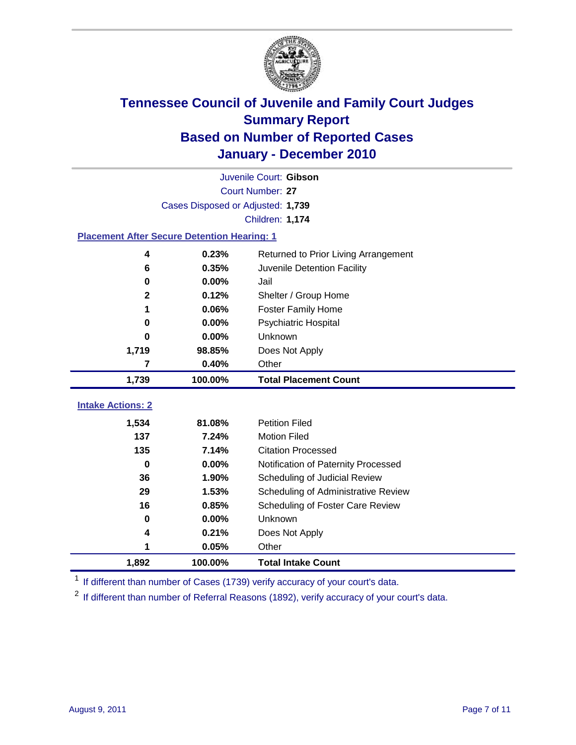# Tennessee Council of Juvenile and Family Court Judges
## Summary Report
## Based on Number of Reported Cases
## January - December 2010

Juvenile Court: **Gibson**
Court Number: **27**
Cases Disposed or Adjusted: **1,739**
Children: **1,174**

### Placement After Secure Detention Hearing: 1

| Count | Percent | Placement |
|---|---|---|
| 4 | 0.23% | Returned to Prior Living Arrangement |
| 6 | 0.35% | Juvenile Detention Facility |
| 0 | 0.00% | Jail |
| 2 | 0.12% | Shelter / Group Home |
| 1 | 0.06% | Foster Family Home |
| 0 | 0.00% | Psychiatric Hospital |
| 0 | 0.00% | Unknown |
| 1,719 | 98.85% | Does Not Apply |
| 7 | 0.40% | Other |
| **1,739** | **100.00%** | **Total Placement Count** |

### Intake Actions: 2

| Count | Percent | Intake Action |
|---|---|---|
| 1,534 | 81.08% | Petition Filed |
| 137 | 7.24% | Motion Filed |
| 135 | 7.14% | Citation Processed |
| 0 | 0.00% | Notification of Paternity Processed |
| 36 | 1.90% | Scheduling of Judicial Review |
| 29 | 1.53% | Scheduling of Administrative Review |
| 16 | 0.85% | Scheduling of Foster Care Review |
| 0 | 0.00% | Unknown |
| 4 | 0.21% | Does Not Apply |
| 1 | 0.05% | Other |
| **1,892** | **100.00%** | **Total Intake Count** |

[1] If different than number of Cases (1739) verify accuracy of your court's data.

[2] If different than number of Referral Reasons (1892), verify accuracy of your court's data.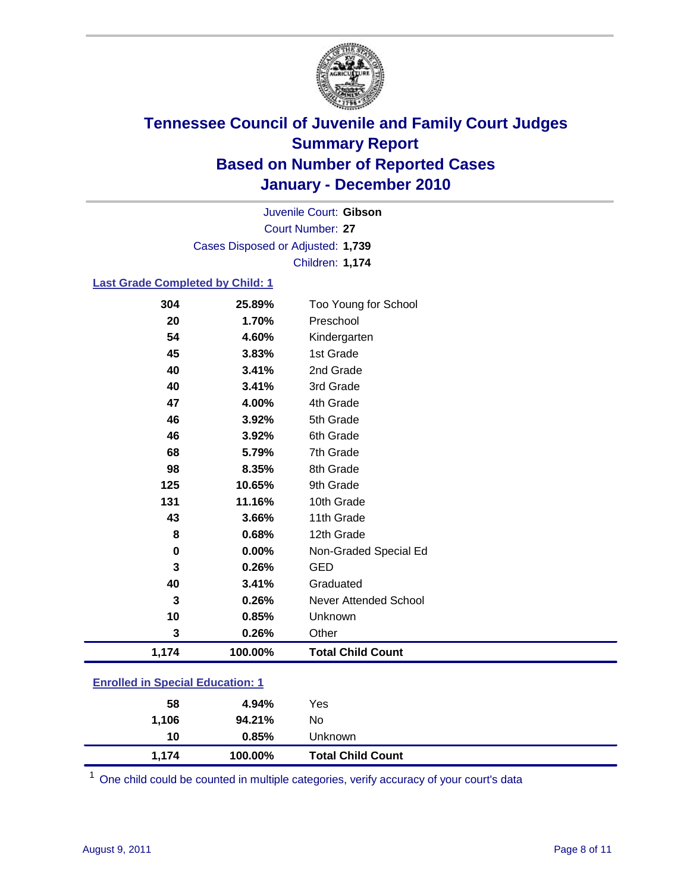# Tennessee Council of Juvenile and Family Court Judges
## Summary Report
## Based on Number of Reported Cases
## January - December 2010

Juvenile Court: **Gibson**

Court Number: **27**

Cases Disposed or Adjusted: **1,739**

Children: **1,174**

### Last Grade Completed by Child: 1

| | | |
|---|---|---|
| 304 | 25.89% | Too Young for School |
| 20 | 1.70% | Preschool |
| 54 | 4.60% | Kindergarten |
| 45 | 3.83% | 1st Grade |
| 40 | 3.41% | 2nd Grade |
| 40 | 3.41% | 3rd Grade |
| 47 | 4.00% | 4th Grade |
| 46 | 3.92% | 5th Grade |
| 46 | 3.92% | 6th Grade |
| 68 | 5.79% | 7th Grade |
| 98 | 8.35% | 8th Grade |
| 125 | 10.65% | 9th Grade |
| 131 | 11.16% | 10th Grade |
| 43 | 3.66% | 11th Grade |
| 8 | 0.68% | 12th Grade |
| 0 | 0.00% | Non-Graded Special Ed |
| 3 | 0.26% | GED |
| 40 | 3.41% | Graduated |
| 3 | 0.26% | Never Attended School |
| 10 | 0.85% | Unknown |
| 3 | 0.26% | Other |
| **1,174** | **100.00%** | **Total Child Count** |

### Enrolled in Special Education: 1

| | | |
|---|---|---|
| 58 | 4.94% | Yes |
| 1,106 | 94.21% | No |
| 10 | 0.85% | Unknown |
| **1,174** | **100.00%** | **Total Child Count** |

[1] One child could be counted in multiple categories, verify accuracy of your court's data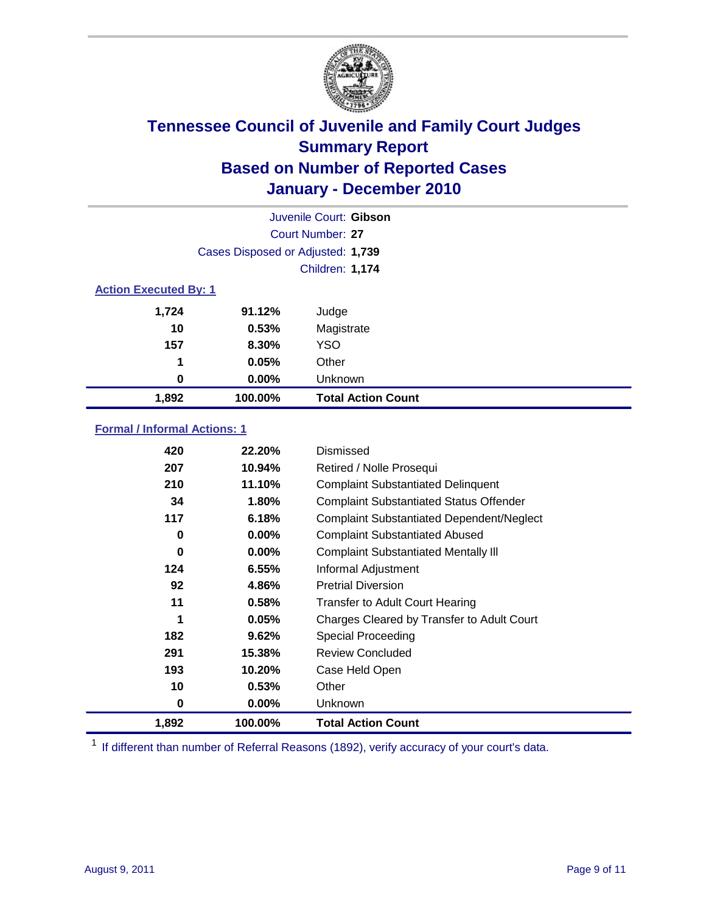# Tennessee Council of Juvenile and Family Court Judges
## Summary Report
## Based on Number of Reported Cases
## January - December 2010

Juvenile Court: **Gibson**

Court Number: **27**

Cases Disposed or Adjusted: **1,739**

Children: **1,174**

### Action Executed By: 1

| | | |
|---|---|---|
| 1,724 | 91.12% | Judge |
| 10 | 0.53% | Magistrate |
| 157 | 8.30% | YSO |
| 1 | 0.05% | Other |
| 0 | 0.00% | Unknown |
| **1,892** | **100.00%** | **Total Action Count** |

### Formal / Informal Actions: 1

| | | |
|---|---|---|
| 420 | 22.20% | Dismissed |
| 207 | 10.94% | Retired / Nolle Prosequi |
| 210 | 11.10% | Complaint Substantiated Delinquent |
| 34 | 1.80% | Complaint Substantiated Status Offender |
| 117 | 6.18% | Complaint Substantiated Dependent/Neglect |
| 0 | 0.00% | Complaint Substantiated Abused |
| 0 | 0.00% | Complaint Substantiated Mentally Ill |
| 124 | 6.55% | Informal Adjustment |
| 92 | 4.86% | Pretrial Diversion |
| 11 | 0.58% | Transfer to Adult Court Hearing |
| 1 | 0.05% | Charges Cleared by Transfer to Adult Court |
| 182 | 9.62% | Special Proceeding |
| 291 | 15.38% | Review Concluded |
| 193 | 10.20% | Case Held Open |
| 10 | 0.53% | Other |
| 0 | 0.00% | Unknown |
| **1,892** | **100.00%** | **Total Action Count** |

[1] If different than number of Referral Reasons (1892), verify accuracy of your court's data.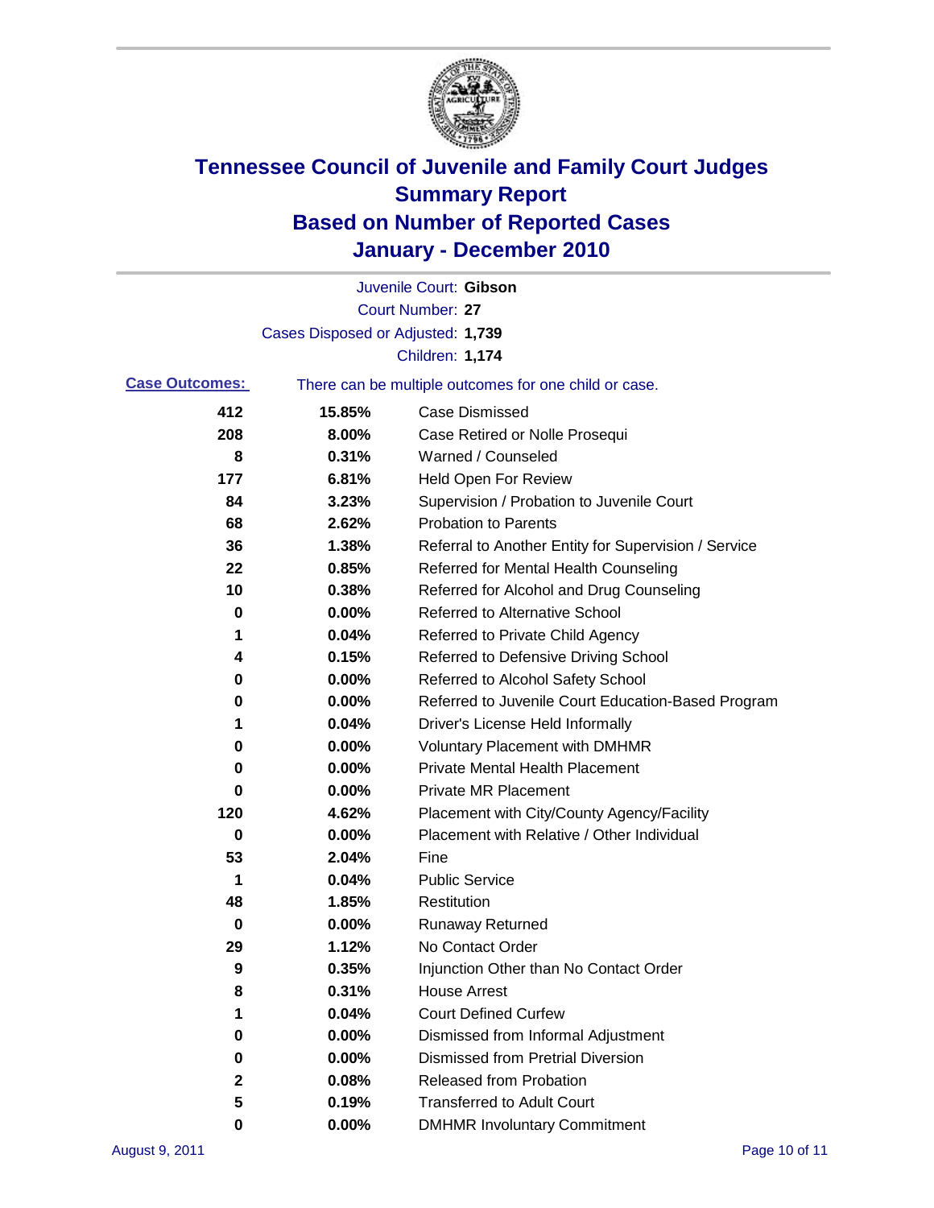# Tennessee Council of Juvenile and Family Court Judges
## Summary Report
## Based on Number of Reported Cases
## January - December 2010

Juvenile Court: **Gibson**
Court Number: **27**
Cases Disposed or Adjusted: **1,739**
Children: **1,174**

**Case Outcomes:** There can be multiple outcomes for one child or case.

| Count | Percent | Outcome |
|---|---|---|
| 412 | 15.85% | Case Dismissed |
| 208 | 8.00% | Case Retired or Nolle Prosequi |
| 8 | 0.31% | Warned / Counseled |
| 177 | 6.81% | Held Open For Review |
| 84 | 3.23% | Supervision / Probation to Juvenile Court |
| 68 | 2.62% | Probation to Parents |
| 36 | 1.38% | Referral to Another Entity for Supervision / Service |
| 22 | 0.85% | Referred for Mental Health Counseling |
| 10 | 0.38% | Referred for Alcohol and Drug Counseling |
| 0 | 0.00% | Referred to Alternative School |
| 1 | 0.04% | Referred to Private Child Agency |
| 4 | 0.15% | Referred to Defensive Driving School |
| 0 | 0.00% | Referred to Alcohol Safety School |
| 0 | 0.00% | Referred to Juvenile Court Education-Based Program |
| 1 | 0.04% | Driver's License Held Informally |
| 0 | 0.00% | Voluntary Placement with DMHMR |
| 0 | 0.00% | Private Mental Health Placement |
| 0 | 0.00% | Private MR Placement |
| 120 | 4.62% | Placement with City/County Agency/Facility |
| 0 | 0.00% | Placement with Relative / Other Individual |
| 53 | 2.04% | Fine |
| 1 | 0.04% | Public Service |
| 48 | 1.85% | Restitution |
| 0 | 0.00% | Runaway Returned |
| 29 | 1.12% | No Contact Order |
| 9 | 0.35% | Injunction Other than No Contact Order |
| 8 | 0.31% | House Arrest |
| 1 | 0.04% | Court Defined Curfew |
| 0 | 0.00% | Dismissed from Informal Adjustment |
| 0 | 0.00% | Dismissed from Pretrial Diversion |
| 2 | 0.08% | Released from Probation |
| 5 | 0.19% | Transferred to Adult Court |
| 0 | 0.00% | DMHMR Involuntary Commitment |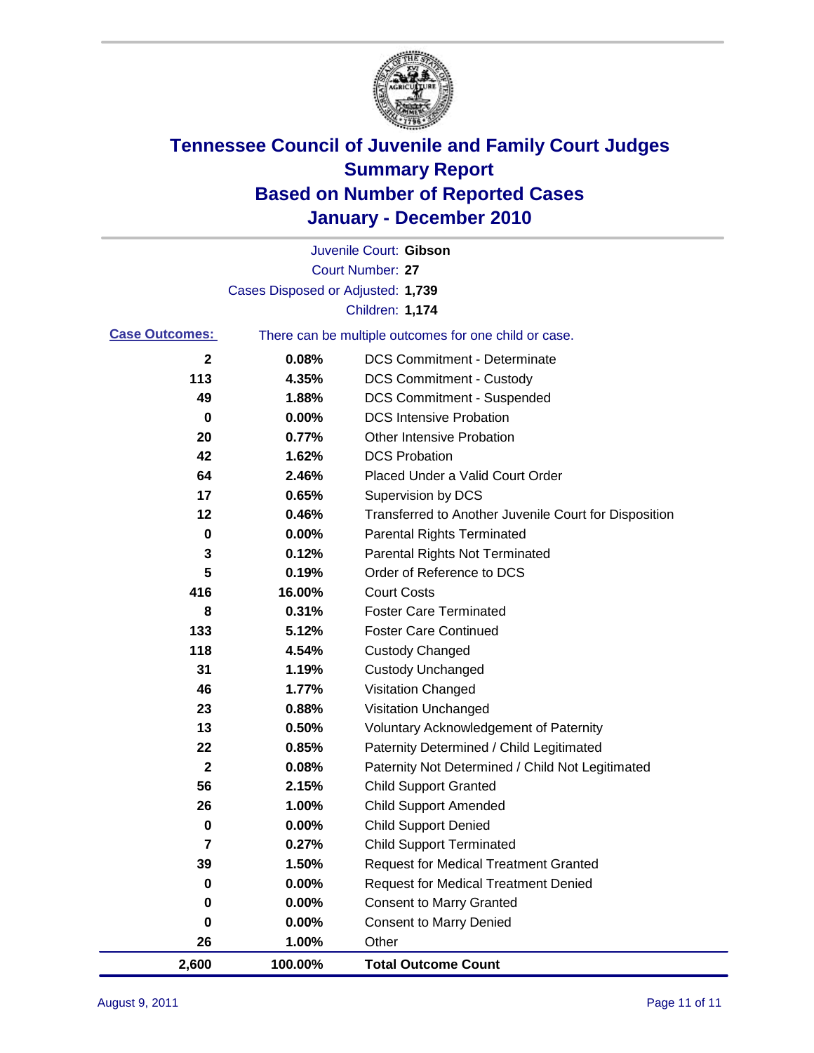# Tennessee Council of Juvenile and Family Court Judges
## Summary Report
## Based on Number of Reported Cases
## January - December 2010

Juvenile Court: **Gibson**
Court Number: **27**
Cases Disposed or Adjusted: **1,739**
Children: **1,174**

**Case Outcomes:** There can be multiple outcomes for one child or case.

| | | |
|---|---|---|
| **2** | **0.08%** | DCS Commitment - Determinate |
| **113** | **4.35%** | DCS Commitment - Custody |
| **49** | **1.88%** | DCS Commitment - Suspended |
| **0** | **0.00%** | DCS Intensive Probation |
| **20** | **0.77%** | Other Intensive Probation |
| **42** | **1.62%** | DCS Probation |
| **64** | **2.46%** | Placed Under a Valid Court Order |
| **17** | **0.65%** | Supervision by DCS |
| **12** | **0.46%** | Transferred to Another Juvenile Court for Disposition |
| **0** | **0.00%** | Parental Rights Terminated |
| **3** | **0.12%** | Parental Rights Not Terminated |
| **5** | **0.19%** | Order of Reference to DCS |
| **416** | **16.00%** | Court Costs |
| **8** | **0.31%** | Foster Care Terminated |
| **133** | **5.12%** | Foster Care Continued |
| **118** | **4.54%** | Custody Changed |
| **31** | **1.19%** | Custody Unchanged |
| **46** | **1.77%** | Visitation Changed |
| **23** | **0.88%** | Visitation Unchanged |
| **13** | **0.50%** | Voluntary Acknowledgement of Paternity |
| **22** | **0.85%** | Paternity Determined / Child Legitimated |
| **2** | **0.08%** | Paternity Not Determined / Child Not Legitimated |
| **56** | **2.15%** | Child Support Granted |
| **26** | **1.00%** | Child Support Amended |
| **0** | **0.00%** | Child Support Denied |
| **7** | **0.27%** | Child Support Terminated |
| **39** | **1.50%** | Request for Medical Treatment Granted |
| **0** | **0.00%** | Request for Medical Treatment Denied |
| **0** | **0.00%** | Consent to Marry Granted |
| **0** | **0.00%** | Consent to Marry Denied |
| **26** | **1.00%** | Other |
| **2,600** | **100.00%** | **Total Outcome Count** |